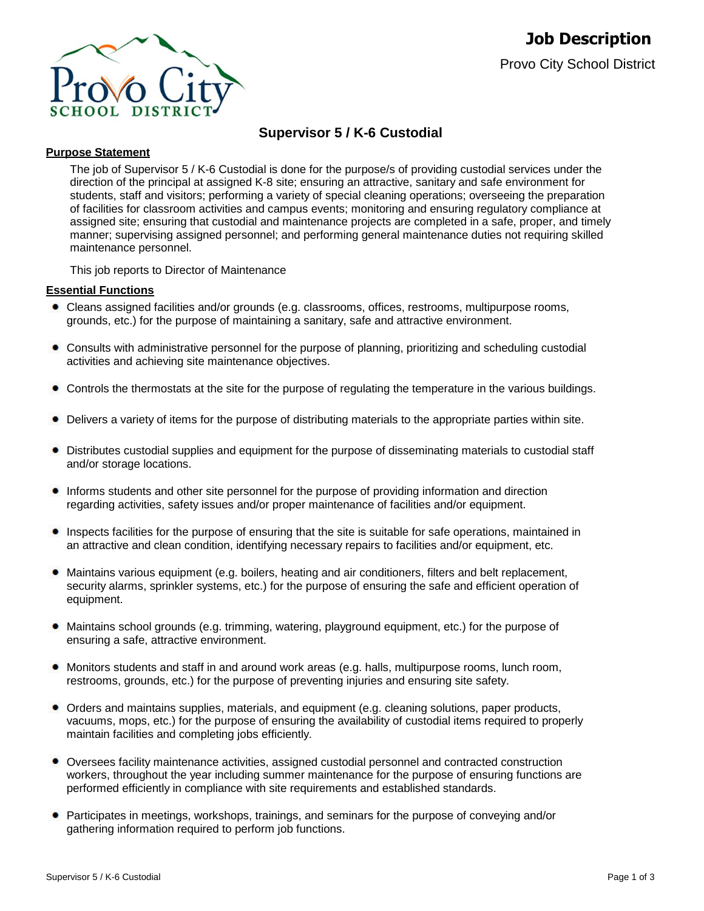# Job Description

Provo City School District

## Supervisor 5 / K-6 Custodial

**Purpose Statement**

The job of Supervisor 5 / K-6 Custodial is done for the purpose/s of providing custodial services under the direction of the principal at assigned K-8 site; ensuring an attractive, sanitary and safe environment for students, staff and visitors; performing a variety of special cleaning operations; overseeing the preparation of facilities for classroom activities and campus events; monitoring and ensuring regulatory compliance at assigned site; ensuring that custodial and maintenance projects are completed in a safe, proper, and timely manner; supervising assigned personnel; and performing general maintenance duties not requiring skilled maintenance personnel.

This job reports to Director of Maintenance

**Essential Functions**

- Cleans assigned facilities and/or grounds (e.g. classrooms, offices, restrooms, multipurpose rooms, grounds, etc.) for the purpose of maintaining a sanitary, safe and attractive environment.
- Consults with administrative personnel for the purpose of planning, prioritizing and scheduling custodial activities and achieving site maintenance objectives.
- Controls the thermostats at the site for the purpose of regulating the temperature in the various buildings.
- Delivers a variety of items for the purpose of distributing materials to the appropriate parties within site.
- Distributes custodial supplies and equipment for the purpose of disseminating materials to custodial staff and/or storage locations.
- Informs students and other site personnel for the purpose of providing information and direction regarding activities, safety issues and/or proper maintenance of facilities and/or equipment.
- Inspects facilities for the purpose of ensuring that the site is suitable for safe operations, maintained in an attractive and clean condition, identifying necessary repairs to facilities and/or equipment, etc.
- Maintains various equipment (e.g. boilers, heating and air conditioners, filters and belt replacement, security alarms, sprinkler systems, etc.) for the purpose of ensuring the safe and efficient operation of equipment.
- Maintains school grounds (e.g. trimming, watering, playground equipment, etc.) for the purpose of ensuring a safe, attractive environment.
- Monitors students and staff in and around work areas (e.g. halls, multipurpose rooms, lunch room, restrooms, grounds, etc.) for the purpose of preventing injuries and ensuring site safety.
- Orders and maintains supplies, materials, and equipment (e.g. cleaning solutions, paper products, vacuums, mops, etc.) for the purpose of ensuring the availability of custodial items required to properly maintain facilities and completing jobs efficiently.
- Oversees facility maintenance activities, assigned custodial personnel and contracted construction workers, throughout the year including summer maintenance for the purpose of ensuring functions are performed efficiently in compliance with site requirements and established standards.
- Participates in meetings, workshops, trainings, and seminars for the purpose of conveying and/or gathering information required to perform job functions.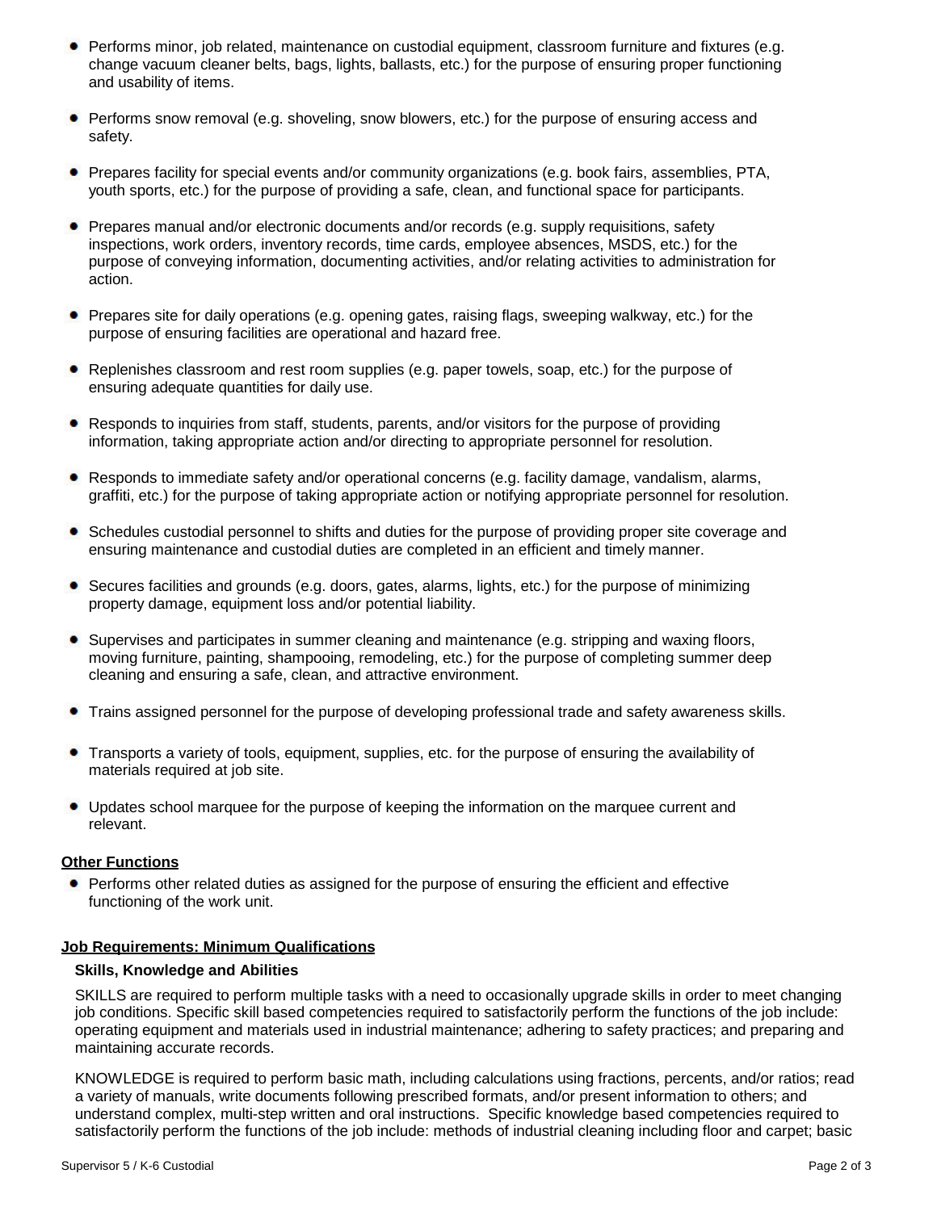- Performs minor, job related, maintenance on custodial equipment, classroom furniture and fixtures (e.g. change vacuum cleaner belts, bags, lights, ballasts, etc.) for the purpose of ensuring proper functioning and usability of items.

- Performs snow removal (e.g. shoveling, snow blowers, etc.) for the purpose of ensuring access and safety.

- Prepares facility for special events and/or community organizations (e.g. book fairs, assemblies, PTA, youth sports, etc.) for the purpose of providing a safe, clean, and functional space for participants.

- Prepares manual and/or electronic documents and/or records (e.g. supply requisitions, safety inspections, work orders, inventory records, time cards, employee absences, MSDS, etc.) for the purpose of conveying information, documenting activities, and/or relating activities to administration for action.

- Prepares site for daily operations (e.g. opening gates, raising flags, sweeping walkway, etc.) for the purpose of ensuring facilities are operational and hazard free.

- Replenishes classroom and rest room supplies (e.g. paper towels, soap, etc.) for the purpose of ensuring adequate quantities for daily use.

- Responds to inquiries from staff, students, parents, and/or visitors for the purpose of providing information, taking appropriate action and/or directing to appropriate personnel for resolution.

- Responds to immediate safety and/or operational concerns (e.g. facility damage, vandalism, alarms, graffiti, etc.) for the purpose of taking appropriate action or notifying appropriate personnel for resolution.

- Schedules custodial personnel to shifts and duties for the purpose of providing proper site coverage and ensuring maintenance and custodial duties are completed in an efficient and timely manner.

- Secures facilities and grounds (e.g. doors, gates, alarms, lights, etc.) for the purpose of minimizing property damage, equipment loss and/or potential liability.

- Supervises and participates in summer cleaning and maintenance (e.g. stripping and waxing floors, moving furniture, painting, shampooing, remodeling, etc.) for the purpose of completing summer deep cleaning and ensuring a safe, clean, and attractive environment.

- Trains assigned personnel for the purpose of developing professional trade and safety awareness skills.

- Transports a variety of tools, equipment, supplies, etc. for the purpose of ensuring the availability of materials required at job site.

- Updates school marquee for the purpose of keeping the information on the marquee current and relevant.

## Other Functions

- Performs other related duties as assigned for the purpose of ensuring the efficient and effective functioning of the work unit.

## Job Requirements: Minimum Qualifications

### Skills, Knowledge and Abilities

SKILLS are required to perform multiple tasks with a need to occasionally upgrade skills in order to meet changing job conditions. Specific skill based competencies required to satisfactorily perform the functions of the job include: operating equipment and materials used in industrial maintenance; adhering to safety practices; and preparing and maintaining accurate records.

KNOWLEDGE is required to perform basic math, including calculations using fractions, percents, and/or ratios; read a variety of manuals, write documents following prescribed formats, and/or present information to others; and understand complex, multi-step written and oral instructions. Specific knowledge based competencies required to satisfactorily perform the functions of the job include: methods of industrial cleaning including floor and carpet; basic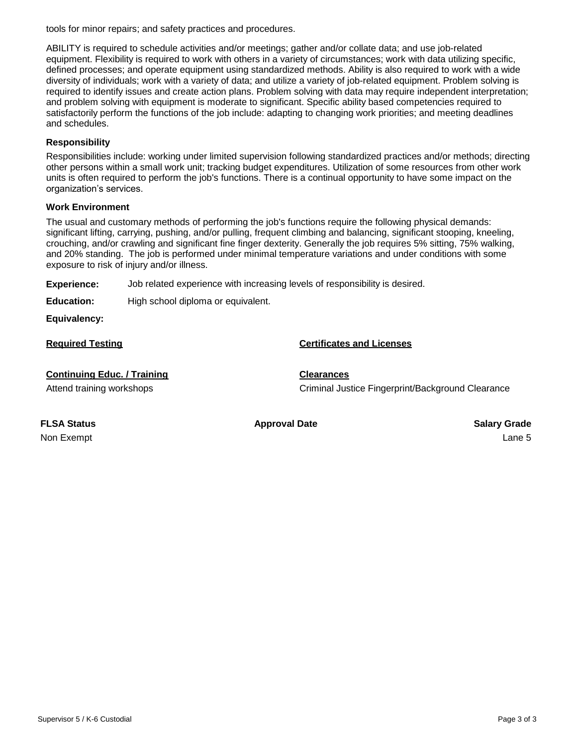tools for minor repairs; and safety practices and procedures.

ABILITY is required to schedule activities and/or meetings; gather and/or collate data; and use job-related equipment. Flexibility is required to work with others in a variety of circumstances; work with data utilizing specific, defined processes; and operate equipment using standardized methods. Ability is also required to work with a wide diversity of individuals; work with a variety of data; and utilize a variety of job-related equipment. Problem solving is required to identify issues and create action plans. Problem solving with data may require independent interpretation; and problem solving with equipment is moderate to significant. Specific ability based competencies required to satisfactorily perform the functions of the job include: adapting to changing work priorities; and meeting deadlines and schedules.

### Responsibility

Responsibilities include: working under limited supervision following standardized practices and/or methods; directing other persons within a small work unit; tracking budget expenditures. Utilization of some resources from other work units is often required to perform the job's functions. There is a continual opportunity to have some impact on the organization's services.

### Work Environment

The usual and customary methods of performing the job's functions require the following physical demands: significant lifting, carrying, pushing, and/or pulling, frequent climbing and balancing, significant stooping, kneeling, crouching, and/or crawling and significant fine finger dexterity. Generally the job requires 5% sitting, 75% walking, and 20% standing. The job is performed under minimal temperature variations and under conditions with some exposure to risk of injury and/or illness.

**Experience:** Job related experience with increasing levels of responsibility is desired.

**Education:** High school diploma or equivalent.

**Equivalency:**

**Required Testing**

**Certificates and Licenses**

**Continuing Educ. / Training**

Attend training workshops

**Clearances**

Criminal Justice Fingerprint/Background Clearance

| FLSA Status | Approval Date | Salary Grade |
|---|---|---|
| Non Exempt | | Lane 5 |